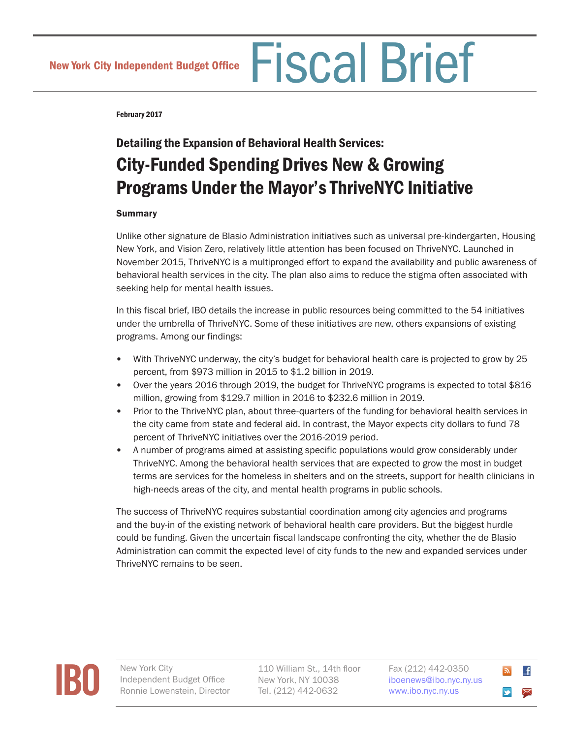New York City Independent Budget Office

# Fiscal Brief

**February 2017**

### Detailing the Expansion of Behavioral Health Services:

## City-Funded Spending Drives New & Growing Programs Under the Mayor's ThriveNYC Initiative

**Summary**

Unlike other signature de Blasio Administration initiatives such as universal pre-kindergarten, Housing New York, and Vision Zero, relatively little attention has been focused on ThriveNYC. Launched in November 2015, ThriveNYC is a multipronged effort to expand the availability and public awareness of behavioral health services in the city. The plan also aims to reduce the stigma often associated with seeking help for mental health issues.

In this fiscal brief, IBO details the increase in public resources being committed to the 54 initiatives under the umbrella of ThriveNYC. Some of these initiatives are new, others expansions of existing programs. Among our findings:

- With ThriveNYC underway, the city's budget for behavioral health care is projected to grow by 25 percent, from $973 million in 2015 to $1.2 billion in 2019.
- Over the years 2016 through 2019, the budget for ThriveNYC programs is expected to total $816 million, growing from $129.7 million in 2016 to $232.6 million in 2019.
- Prior to the ThriveNYC plan, about three-quarters of the funding for behavioral health services in the city came from state and federal aid. In contrast, the Mayor expects city dollars to fund 78 percent of ThriveNYC initiatives over the 2016-2019 period.
- A number of programs aimed at assisting specific populations would grow considerably under ThriveNYC. Among the behavioral health services that are expected to grow the most in budget terms are services for the homeless in shelters and on the streets, support for health clinicians in high-needs areas of the city, and mental health programs in public schools.

The success of ThriveNYC requires substantial coordination among city agencies and programs and the buy-in of the existing network of behavioral health care providers. But the biggest hurdle could be funding. Given the uncertain fiscal landscape confronting the city, whether the de Blasio Administration can commit the expected level of city funds to the new and expanded services under ThriveNYC remains to be seen.

IBO

New York City
Independent Budget Office
Ronnie Lowenstein, Director

110 William St., 14th floor
New York, NY 10038
Tel. (212) 442-0632

Fax (212) 442-0350
iboenews@ibo.nyc.ny.us
www.ibo.nyc.ny.us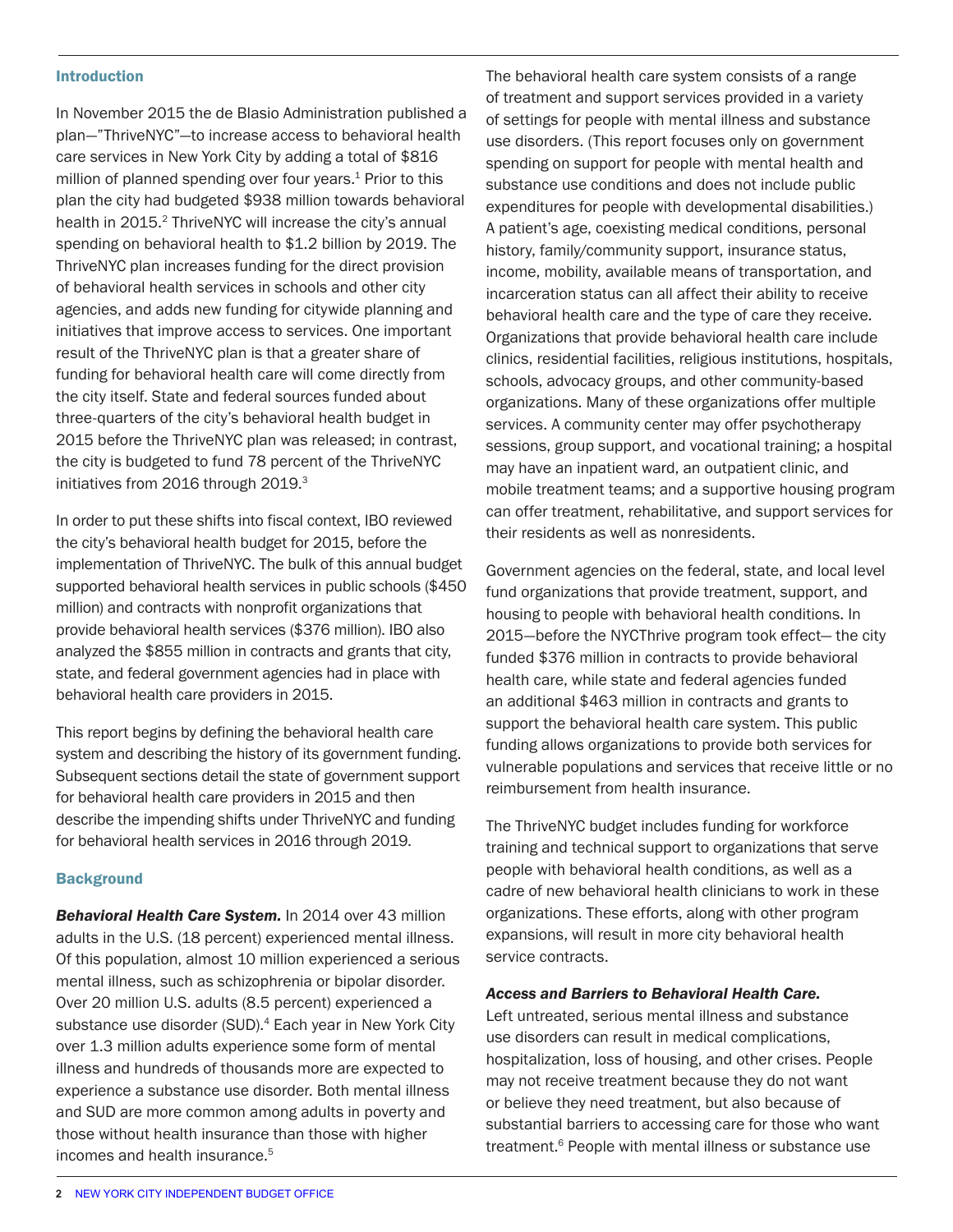## Introduction

In November 2015 the de Blasio Administration published a plan—"ThriveNYC"—to increase access to behavioral health care services in New York City by adding a total of $816 million of planned spending over four years.[1] Prior to this plan the city had budgeted $938 million towards behavioral health in 2015.[2] ThriveNYC will increase the city's annual spending on behavioral health to $1.2 billion by 2019. The ThriveNYC plan increases funding for the direct provision of behavioral health services in schools and other city agencies, and adds new funding for citywide planning and initiatives that improve access to services. One important result of the ThriveNYC plan is that a greater share of funding for behavioral health care will come directly from the city itself. State and federal sources funded about three-quarters of the city's behavioral health budget in 2015 before the ThriveNYC plan was released; in contrast, the city is budgeted to fund 78 percent of the ThriveNYC initiatives from 2016 through 2019.[3]

In order to put these shifts into fiscal context, IBO reviewed the city's behavioral health budget for 2015, before the implementation of ThriveNYC. The bulk of this annual budget supported behavioral health services in public schools ($450 million) and contracts with nonprofit organizations that provide behavioral health services ($376 million). IBO also analyzed the $855 million in contracts and grants that city, state, and federal government agencies had in place with behavioral health care providers in 2015.

This report begins by defining the behavioral health care system and describing the history of its government funding. Subsequent sections detail the state of government support for behavioral health care providers in 2015 and then describe the impending shifts under ThriveNYC and funding for behavioral health services in 2016 through 2019.

## Background

***Behavioral Health Care System.*** In 2014 over 43 million adults in the U.S. (18 percent) experienced mental illness. Of this population, almost 10 million experienced a serious mental illness, such as schizophrenia or bipolar disorder. Over 20 million U.S. adults (8.5 percent) experienced a substance use disorder (SUD).[4] Each year in New York City over 1.3 million adults experience some form of mental illness and hundreds of thousands more are expected to experience a substance use disorder. Both mental illness and SUD are more common among adults in poverty and those without health insurance than those with higher incomes and health insurance.[5]

The behavioral health care system consists of a range of treatment and support services provided in a variety of settings for people with mental illness and substance use disorders. (This report focuses only on government spending on support for people with mental health and substance use conditions and does not include public expenditures for people with developmental disabilities.) A patient's age, coexisting medical conditions, personal history, family/community support, insurance status, income, mobility, available means of transportation, and incarceration status can all affect their ability to receive behavioral health care and the type of care they receive. Organizations that provide behavioral health care include clinics, residential facilities, religious institutions, hospitals, schools, advocacy groups, and other community-based organizations. Many of these organizations offer multiple services. A community center may offer psychotherapy sessions, group support, and vocational training; a hospital may have an inpatient ward, an outpatient clinic, and mobile treatment teams; and a supportive housing program can offer treatment, rehabilitative, and support services for their residents as well as nonresidents.

Government agencies on the federal, state, and local level fund organizations that provide treatment, support, and housing to people with behavioral health conditions. In 2015—before the NYCThrive program took effect— the city funded $376 million in contracts to provide behavioral health care, while state and federal agencies funded an additional $463 million in contracts and grants to support the behavioral health care system. This public funding allows organizations to provide both services for vulnerable populations and services that receive little or no reimbursement from health insurance.

The ThriveNYC budget includes funding for workforce training and technical support to organizations that serve people with behavioral health conditions, as well as a cadre of new behavioral health clinicians to work in these organizations. These efforts, along with other program expansions, will result in more city behavioral health service contracts.

***Access and Barriers to Behavioral Health Care.*** Left untreated, serious mental illness and substance use disorders can result in medical complications, hospitalization, loss of housing, and other crises. People may not receive treatment because they do not want or believe they need treatment, but also because of substantial barriers to accessing care for those who want treatment.[6] People with mental illness or substance use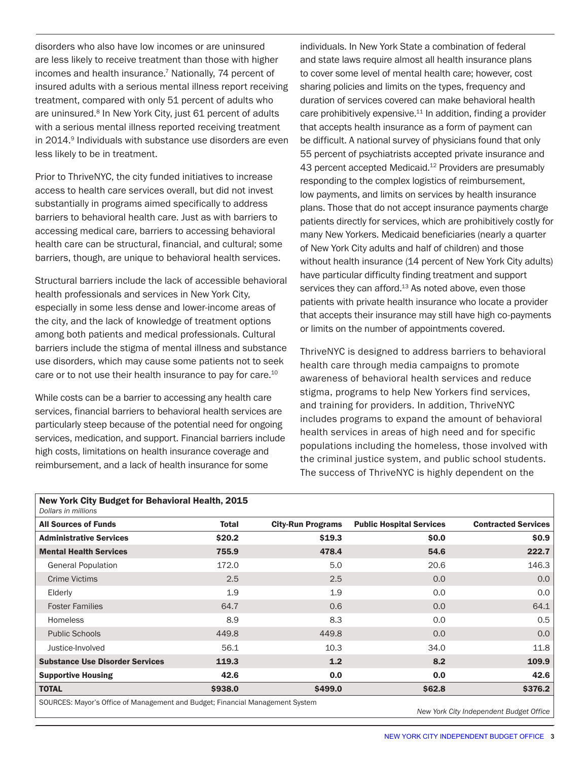disorders who also have low incomes or are uninsured are less likely to receive treatment than those with higher incomes and health insurance.[7] Nationally, 74 percent of insured adults with a serious mental illness report receiving treatment, compared with only 51 percent of adults who are uninsured.[8] In New York City, just 61 percent of adults with a serious mental illness reported receiving treatment in 2014.[9] Individuals with substance use disorders are even less likely to be in treatment.

Prior to ThriveNYC, the city funded initiatives to increase access to health care services overall, but did not invest substantially in programs aimed specifically to address barriers to behavioral health care. Just as with barriers to accessing medical care, barriers to accessing behavioral health care can be structural, financial, and cultural; some barriers, though, are unique to behavioral health services.

Structural barriers include the lack of accessible behavioral health professionals and services in New York City, especially in some less dense and lower-income areas of the city, and the lack of knowledge of treatment options among both patients and medical professionals. Cultural barriers include the stigma of mental illness and substance use disorders, which may cause some patients not to seek care or to not use their health insurance to pay for care.[10]

While costs can be a barrier to accessing any health care services, financial barriers to behavioral health services are particularly steep because of the potential need for ongoing services, medication, and support. Financial barriers include high costs, limitations on health insurance coverage and reimbursement, and a lack of health insurance for some individuals. In New York State a combination of federal and state laws require almost all health insurance plans to cover some level of mental health care; however, cost sharing policies and limits on the types, frequency and duration of services covered can make behavioral health care prohibitively expensive.[11] In addition, finding a provider that accepts health insurance as a form of payment can be difficult. A national survey of physicians found that only 55 percent of psychiatrists accepted private insurance and 43 percent accepted Medicaid.[12] Providers are presumably responding to the complex logistics of reimbursement, low payments, and limits on services by health insurance plans. Those that do not accept insurance payments charge patients directly for services, which are prohibitively costly for many New Yorkers. Medicaid beneficiaries (nearly a quarter of New York City adults and half of children) and those without health insurance (14 percent of New York City adults) have particular difficulty finding treatment and support services they can afford.[13] As noted above, even those patients with private health insurance who locate a provider that accepts their insurance may still have high co-payments or limits on the number of appointments covered.

ThriveNYC is designed to address barriers to behavioral health care through media campaigns to promote awareness of behavioral health services and reduce stigma, programs to help New Yorkers find services, and training for providers. In addition, ThriveNYC includes programs to expand the amount of behavioral health services in areas of high need and for specific populations including the homeless, those involved with the criminal justice system, and public school students. The success of ThriveNYC is highly dependent on the

**New York City Budget for Behavioral Health, 2015**
*Dollars in millions*

| All Sources of Funds | Total | City-Run Programs | Public Hospital Services | Contracted Services |
|---|---|---|---|---|
| **Administrative Services** | **$20.2** | **$19.3** | **$0.0** | **$0.9** |
| **Mental Health Services** | **755.9** | **478.4** | **54.6** | **222.7** |
| General Population | 172.0 | 5.0 | 20.6 | 146.3 |
| Crime Victims | 2.5 | 2.5 | 0.0 | 0.0 |
| Elderly | 1.9 | 1.9 | 0.0 | 0.0 |
| Foster Families | 64.7 | 0.6 | 0.0 | 64.1 |
| Homeless | 8.9 | 8.3 | 0.0 | 0.5 |
| Public Schools | 449.8 | 449.8 | 0.0 | 0.0 |
| Justice-Involved | 56.1 | 10.3 | 34.0 | 11.8 |
| **Substance Use Disorder Services** | **119.3** | **1.2** | **8.2** | **109.9** |
| **Supportive Housing** | **42.6** | **0.0** | **0.0** | **42.6** |
| **TOTAL** | **$938.0** | **$499.0** | **$62.8** | **$376.2** |

SOURCES: Mayor's Office of Management and Budget; Financial Management System

*New York City Independent Budget Office*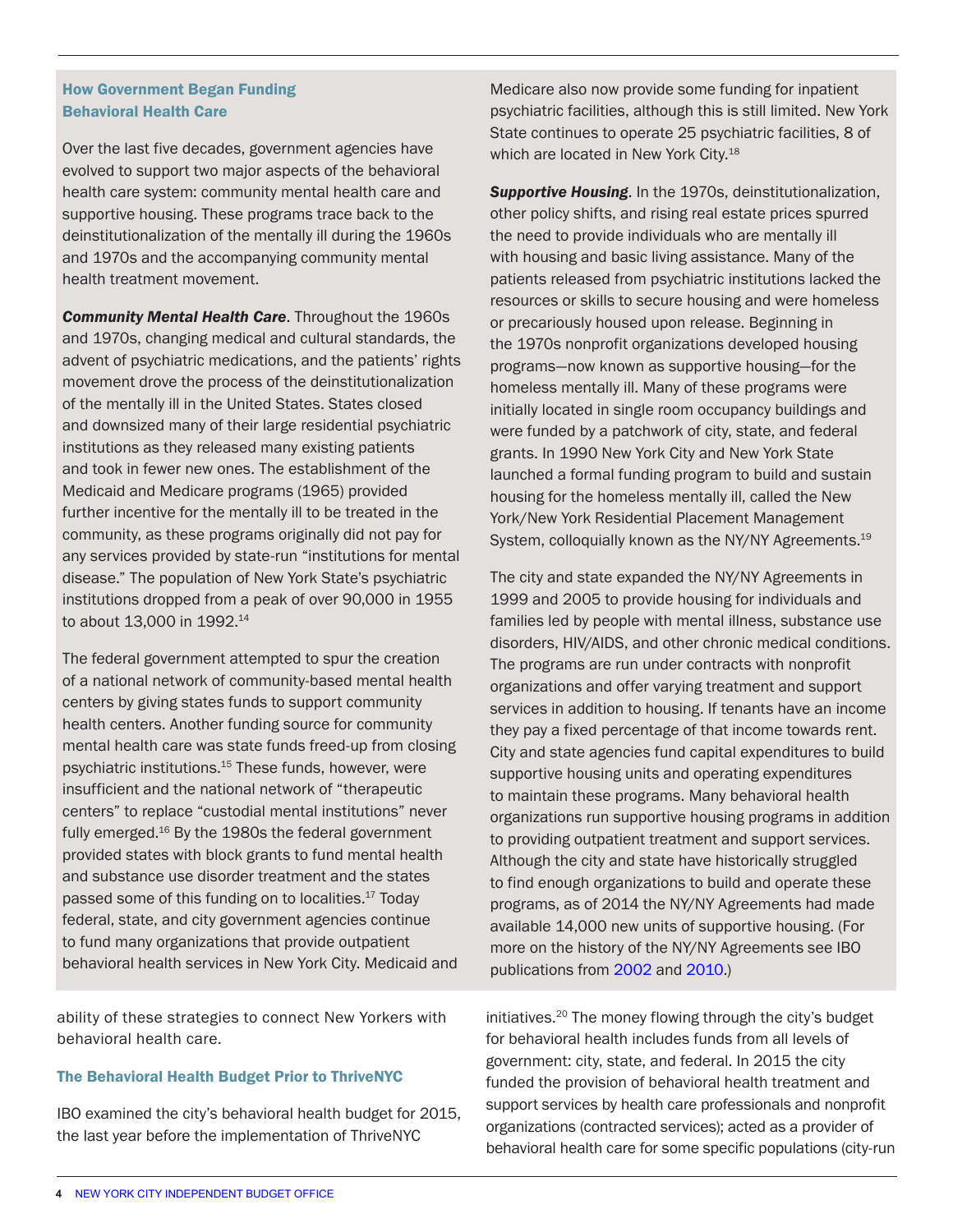## How Government Began Funding Behavioral Health Care

Over the last five decades, government agencies have evolved to support two major aspects of the behavioral health care system: community mental health care and supportive housing. These programs trace back to the deinstitutionalization of the mentally ill during the 1960s and 1970s and the accompanying community mental health treatment movement.

***Community Mental Health Care***. Throughout the 1960s and 1970s, changing medical and cultural standards, the advent of psychiatric medications, and the patients' rights movement drove the process of the deinstitutionalization of the mentally ill in the United States. States closed and downsized many of their large residential psychiatric institutions as they released many existing patients and took in fewer new ones. The establishment of the Medicaid and Medicare programs (1965) provided further incentive for the mentally ill to be treated in the community, as these programs originally did not pay for any services provided by state-run "institutions for mental disease." The population of New York State's psychiatric institutions dropped from a peak of over 90,000 in 1955 to about 13,000 in 1992.[14]

The federal government attempted to spur the creation of a national network of community-based mental health centers by giving states funds to support community health centers. Another funding source for community mental health care was state funds freed-up from closing psychiatric institutions.[15] These funds, however, were insufficient and the national network of "therapeutic centers" to replace "custodial mental institutions" never fully emerged.[16] By the 1980s the federal government provided states with block grants to fund mental health and substance use disorder treatment and the states passed some of this funding on to localities.[17] Today federal, state, and city government agencies continue to fund many organizations that provide outpatient behavioral health services in New York City. Medicaid and Medicare also now provide some funding for inpatient psychiatric facilities, although this is still limited. New York State continues to operate 25 psychiatric facilities, 8 of which are located in New York City.[18]

***Supportive Housing***. In the 1970s, deinstitutionalization, other policy shifts, and rising real estate prices spurred the need to provide individuals who are mentally ill with housing and basic living assistance. Many of the patients released from psychiatric institutions lacked the resources or skills to secure housing and were homeless or precariously housed upon release. Beginning in the 1970s nonprofit organizations developed housing programs—now known as supportive housing—for the homeless mentally ill. Many of these programs were initially located in single room occupancy buildings and were funded by a patchwork of city, state, and federal grants. In 1990 New York City and New York State launched a formal funding program to build and sustain housing for the homeless mentally ill, called the New York/New York Residential Placement Management System, colloquially known as the NY/NY Agreements.[19]

The city and state expanded the NY/NY Agreements in 1999 and 2005 to provide housing for individuals and families led by people with mental illness, substance use disorders, HIV/AIDS, and other chronic medical conditions. The programs are run under contracts with nonprofit organizations and offer varying treatment and support services in addition to housing. If tenants have an income they pay a fixed percentage of that income towards rent. City and state agencies fund capital expenditures to build supportive housing units and operating expenditures to maintain these programs. Many behavioral health organizations run supportive housing programs in addition to providing outpatient treatment and support services. Although the city and state have historically struggled to find enough organizations to build and operate these programs, as of 2014 the NY/NY Agreements had made available 14,000 new units of supportive housing. (For more on the history of the NY/NY Agreements see IBO publications from 2002 and 2010.)

ability of these strategies to connect New Yorkers with behavioral health care.

## The Behavioral Health Budget Prior to ThriveNYC

IBO examined the city's behavioral health budget for 2015, the last year before the implementation of ThriveNYC initiatives.[20] The money flowing through the city's budget for behavioral health includes funds from all levels of government: city, state, and federal. In 2015 the city funded the provision of behavioral health treatment and support services by health care professionals and nonprofit organizations (contracted services); acted as a provider of behavioral health care for some specific populations (city-run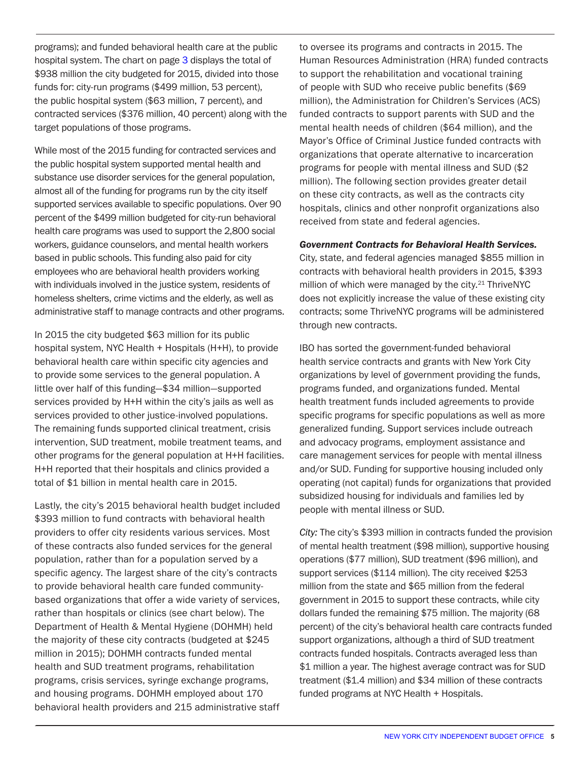programs); and funded behavioral health care at the public hospital system. The chart on page 3 displays the total of $938 million the city budgeted for 2015, divided into those funds for: city-run programs ($499 million, 53 percent), the public hospital system ($63 million, 7 percent), and contracted services ($376 million, 40 percent) along with the target populations of those programs.

While most of the 2015 funding for contracted services and the public hospital system supported mental health and substance use disorder services for the general population, almost all of the funding for programs run by the city itself supported services available to specific populations. Over 90 percent of the $499 million budgeted for city-run behavioral health care programs was used to support the 2,800 social workers, guidance counselors, and mental health workers based in public schools. This funding also paid for city employees who are behavioral health providers working with individuals involved in the justice system, residents of homeless shelters, crime victims and the elderly, as well as administrative staff to manage contracts and other programs.

In 2015 the city budgeted $63 million for its public hospital system, NYC Health + Hospitals (H+H), to provide behavioral health care within specific city agencies and to provide some services to the general population. A little over half of this funding—$34 million—supported services provided by H+H within the city's jails as well as services provided to other justice-involved populations. The remaining funds supported clinical treatment, crisis intervention, SUD treatment, mobile treatment teams, and other programs for the general population at H+H facilities. H+H reported that their hospitals and clinics provided a total of $1 billion in mental health care in 2015.

Lastly, the city's 2015 behavioral health budget included $393 million to fund contracts with behavioral health providers to offer city residents various services. Most of these contracts also funded services for the general population, rather than for a population served by a specific agency. The largest share of the city's contracts to provide behavioral health care funded community-based organizations that offer a wide variety of services, rather than hospitals or clinics (see chart below). The Department of Health & Mental Hygiene (DOHMH) held the majority of these city contracts (budgeted at $245 million in 2015); DOHMH contracts funded mental health and SUD treatment programs, rehabilitation programs, crisis services, syringe exchange programs, and housing programs. DOHMH employed about 170 behavioral health providers and 215 administrative staff to oversee its programs and contracts in 2015. The Human Resources Administration (HRA) funded contracts to support the rehabilitation and vocational training of people with SUD who receive public benefits ($69 million), the Administration for Children's Services (ACS) funded contracts to support parents with SUD and the mental health needs of children ($64 million), and the Mayor's Office of Criminal Justice funded contracts with organizations that operate alternative to incarceration programs for people with mental illness and SUD ($2 million). The following section provides greater detail on these city contracts, as well as the contracts city hospitals, clinics and other nonprofit organizations also received from state and federal agencies.

***Government Contracts for Behavioral Health Services.*** City, state, and federal agencies managed $855 million in contracts with behavioral health providers in 2015, $393 million of which were managed by the city.[21] ThriveNYC does not explicitly increase the value of these existing city contracts; some ThriveNYC programs will be administered through new contracts.

IBO has sorted the government-funded behavioral health service contracts and grants with New York City organizations by level of government providing the funds, programs funded, and organizations funded. Mental health treatment funds included agreements to provide specific programs for specific populations as well as more generalized funding. Support services include outreach and advocacy programs, employment assistance and care management services for people with mental illness and/or SUD. Funding for supportive housing included only operating (not capital) funds for organizations that provided subsidized housing for individuals and families led by people with mental illness or SUD.

*City:* The city's $393 million in contracts funded the provision of mental health treatment ($98 million), supportive housing operations ($77 million), SUD treatment ($96 million), and support services ($114 million). The city received $253 million from the state and $65 million from the federal government in 2015 to support these contracts, while city dollars funded the remaining $75 million. The majority (68 percent) of the city's behavioral health care contracts funded support organizations, although a third of SUD treatment contracts funded hospitals. Contracts averaged less than $1 million a year. The highest average contract was for SUD treatment ($1.4 million) and $34 million of these contracts funded programs at NYC Health + Hospitals.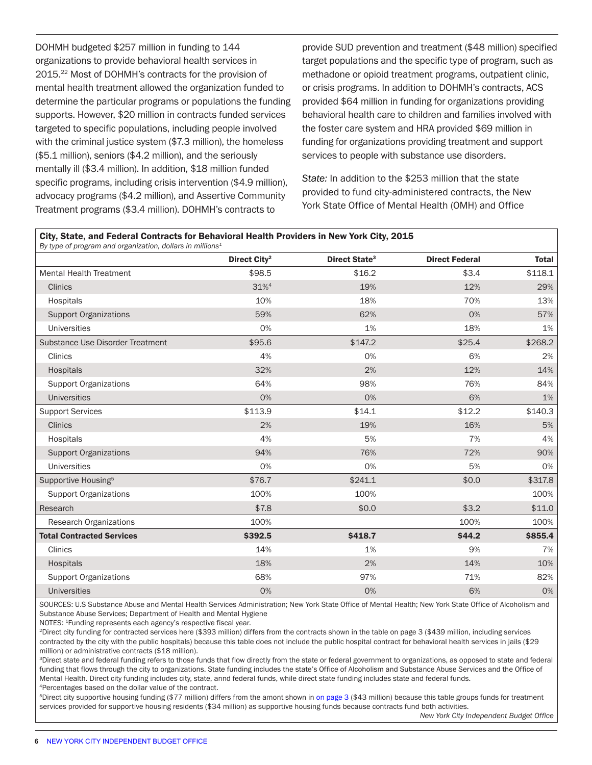DOHMH budgeted $257 million in funding to 144 organizations to provide behavioral health services in 2015.[22] Most of DOHMH's contracts for the provision of mental health treatment allowed the organization funded to determine the particular programs or populations the funding supports. However, $20 million in contracts funded services targeted to specific populations, including people involved with the criminal justice system ($7.3 million), the homeless ($5.1 million), seniors ($4.2 million), and the seriously mentally ill ($3.4 million). In addition, $18 million funded specific programs, including crisis intervention ($4.9 million), advocacy programs ($4.2 million), and Assertive Community Treatment programs ($3.4 million). DOHMH's contracts to provide SUD prevention and treatment ($48 million) specified target populations and the specific type of program, such as methadone or opioid treatment programs, outpatient clinic, or crisis programs. In addition to DOHMH's contracts, ACS provided $64 million in funding for organizations providing behavioral health care to children and families involved with the foster care system and HRA provided $69 million in funding for organizations providing treatment and support services to people with substance use disorders.

*State:* In addition to the $253 million that the state provided to fund city-administered contracts, the New York State Office of Mental Health (OMH) and Office

**City, State, and Federal Contracts for Behavioral Health Providers in New York City, 2015**

*By type of program and organization, dollars in millions[1]*

| | Direct City[2] | Direct State[3] | Direct Federal | Total |
|---|---|---|---|---|
| Mental Health Treatment | $98.5 | $16.2 | $3.4 | $118.1 |
| Clinics | 31%[4] | 19% | 12% | 29% |
| Hospitals | 10% | 18% | 70% | 13% |
| Support Organizations | 59% | 62% | 0% | 57% |
| Universities | 0% | 1% | 18% | 1% |
| Substance Use Disorder Treatment | $95.6 | $147.2 | $25.4 | $268.2 |
| Clinics | 4% | 0% | 6% | 2% |
| Hospitals | 32% | 2% | 12% | 14% |
| Support Organizations | 64% | 98% | 76% | 84% |
| Universities | 0% | 0% | 6% | 1% |
| Support Services | $113.9 | $14.1 | $12.2 | $140.3 |
| Clinics | 2% | 19% | 16% | 5% |
| Hospitals | 4% | 5% | 7% | 4% |
| Support Organizations | 94% | 76% | 72% | 90% |
| Universities | 0% | 0% | 5% | 0% |
| Supportive Housing[5] | $76.7 | $241.1 | $0.0 | $317.8 |
| Support Organizations | 100% | 100% | | 100% |
| Research | $7.8 | $0.0 | $3.2 | $11.0 |
| Research Organizations | 100% | | 100% | 100% |
| **Total Contracted Services** | **$392.5** | **$418.7** | **$44.2** | **$855.4** |
| Clinics | 14% | 1% | 9% | 7% |
| Hospitals | 18% | 2% | 14% | 10% |
| Support Organizations | 68% | 97% | 71% | 82% |
| Universities | 0% | 0% | 6% | 0% |

SOURCES: U.S Substance Abuse and Mental Health Services Administration; New York State Office of Mental Health; New York State Office of Alcoholism and Substance Abuse Services; Department of Health and Mental Hygiene

NOTES: [1]Funding represents each agency's respective fiscal year.

[2]Direct city funding for contracted services here ($393 million) differs from the contracts shown in the table on page 3 ($439 million, including services contracted by the city with the public hospitals) because this table does not include the public hospital contract for behavioral health services in jails ($29 million) or administrative contracts ($18 million).

[3]Direct state and federal funding refers to those funds that flow directly from the state or federal government to organizations, as opposed to state and federal funding that flows through the city to organizations. State funding includes the state's Office of Alcoholism and Substance Abuse Services and the Office of Mental Health. Direct city funding includes city, state, annd federal funds, while direct state funding includes state and federal funds.

[4]Percentages based on the dollar value of the contract.

[5]Direct city supportive housing funding ($77 million) differs from the amont shown in on page 3 ($43 million) because this table groups funds for treatment services provided for supportive housing residents ($34 million) as supportive housing funds because contracts fund both activities.

*New York City Independent Budget Office*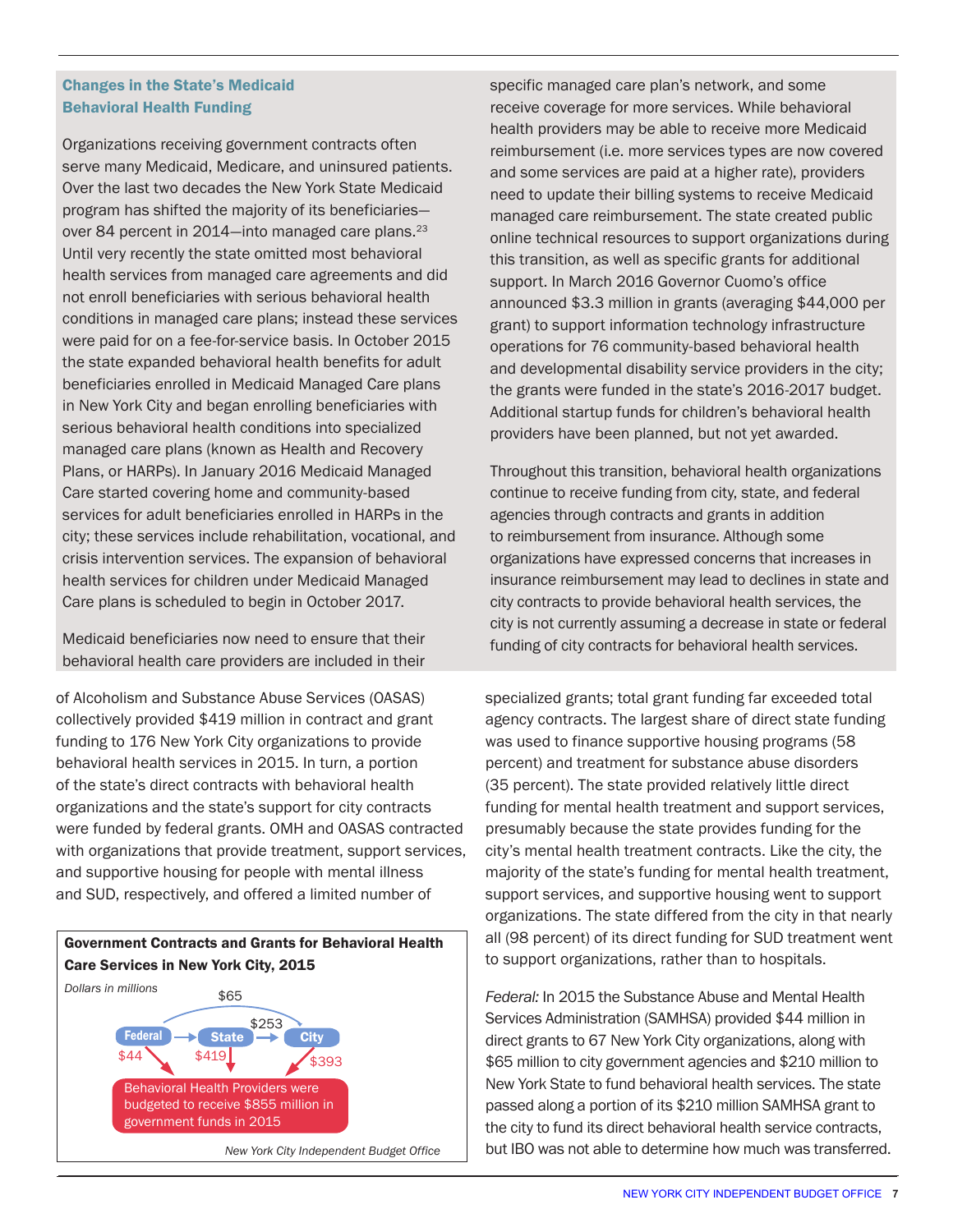## Changes in the State's Medicaid Behavioral Health Funding

Organizations receiving government contracts often serve many Medicaid, Medicare, and uninsured patients. Over the last two decades the New York State Medicaid program has shifted the majority of its beneficiaries—over 84 percent in 2014—into managed care plans.[23] Until very recently the state omitted most behavioral health services from managed care agreements and did not enroll beneficiaries with serious behavioral health conditions in managed care plans; instead these services were paid for on a fee-for-service basis. In October 2015 the state expanded behavioral health benefits for adult beneficiaries enrolled in Medicaid Managed Care plans in New York City and began enrolling beneficiaries with serious behavioral health conditions into specialized managed care plans (known as Health and Recovery Plans, or HARPs). In January 2016 Medicaid Managed Care started covering home and community-based services for adult beneficiaries enrolled in HARPs in the city; these services include rehabilitation, vocational, and crisis intervention services. The expansion of behavioral health services for children under Medicaid Managed Care plans is scheduled to begin in October 2017.

Medicaid beneficiaries now need to ensure that their behavioral health care providers are included in their specific managed care plan's network, and some receive coverage for more services. While behavioral health providers may be able to receive more Medicaid reimbursement (i.e. more services types are now covered and some services are paid at a higher rate), providers need to update their billing systems to receive Medicaid managed care reimbursement. The state created public online technical resources to support organizations during this transition, as well as specific grants for additional support. In March 2016 Governor Cuomo's office announced $3.3 million in grants (averaging $44,000 per grant) to support information technology infrastructure operations for 76 community-based behavioral health and developmental disability service providers in the city; the grants were funded in the state's 2016-2017 budget. Additional startup funds for children's behavioral health providers have been planned, but not yet awarded.

Throughout this transition, behavioral health organizations continue to receive funding from city, state, and federal agencies through contracts and grants in addition to reimbursement from insurance. Although some organizations have expressed concerns that increases in insurance reimbursement may lead to declines in state and city contracts to provide behavioral health services, the city is not currently assuming a decrease in state or federal funding of city contracts for behavioral health services.

---

of Alcoholism and Substance Abuse Services (OASAS) collectively provided $419 million in contract and grant funding to 176 New York City organizations to provide behavioral health services in 2015. In turn, a portion of the state's direct contracts with behavioral health organizations and the state's support for city contracts were funded by federal grants. OMH and OASAS contracted with organizations that provide treatment, support services, and supportive housing for people with mental illness and SUD, respectively, and offered a limited number of specialized grants; total grant funding far exceeded total agency contracts. The largest share of direct state funding was used to finance supportive housing programs (58 percent) and treatment for substance abuse disorders (35 percent). The state provided relatively little direct funding for mental health treatment and support services, presumably because the state provides funding for the city's mental health treatment contracts. Like the city, the majority of the state's funding for mental health treatment, support services, and supportive housing went to support organizations. The state differed from the city in that nearly all (98 percent) of its direct funding for SUD treatment went to support organizations, rather than to hospitals.

**Government Contracts and Grants for Behavioral Health Care Services in New York City, 2015**

*Dollars in millions*

- Federal → City: $65
- Federal → State → City: $253
- Federal → Behavioral Health Providers: $44
- State → Behavioral Health Providers: $419
- City → Behavioral Health Providers: $393

Behavioral Health Providers were budgeted to receive $855 million in government funds in 2015

*New York City Independent Budget Office*

*Federal:* In 2015 the Substance Abuse and Mental Health Services Administration (SAMHSA) provided $44 million in direct grants to 67 New York City organizations, along with $65 million to city government agencies and $210 million to New York State to fund behavioral health services. The state passed along a portion of its $210 million SAMHSA grant to the city to fund its direct behavioral health service contracts, but IBO was not able to determine how much was transferred.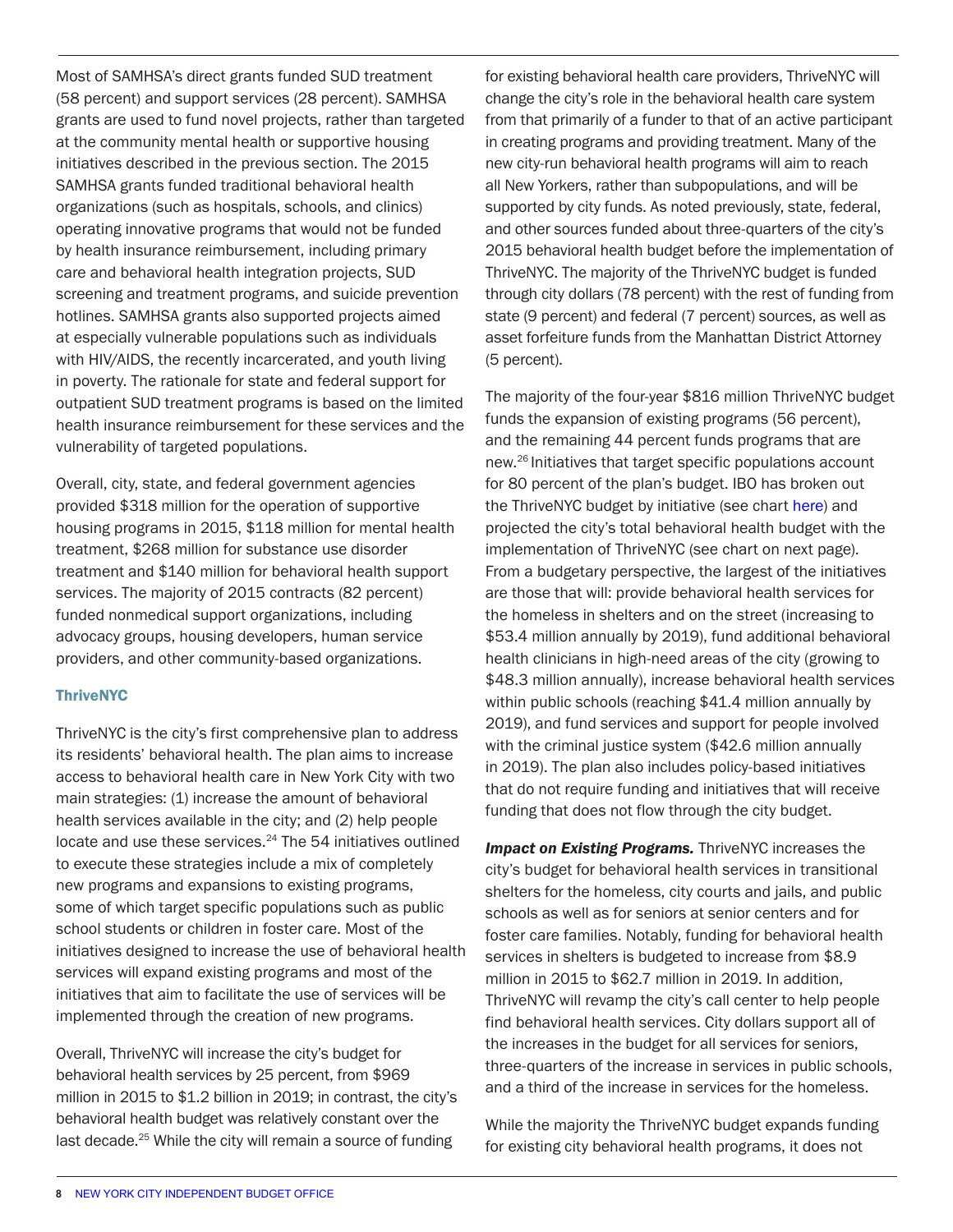Most of SAMHSA's direct grants funded SUD treatment (58 percent) and support services (28 percent). SAMHSA grants are used to fund novel projects, rather than targeted at the community mental health or supportive housing initiatives described in the previous section. The 2015 SAMHSA grants funded traditional behavioral health organizations (such as hospitals, schools, and clinics) operating innovative programs that would not be funded by health insurance reimbursement, including primary care and behavioral health integration projects, SUD screening and treatment programs, and suicide prevention hotlines. SAMHSA grants also supported projects aimed at especially vulnerable populations such as individuals with HIV/AIDS, the recently incarcerated, and youth living in poverty. The rationale for state and federal support for outpatient SUD treatment programs is based on the limited health insurance reimbursement for these services and the vulnerability of targeted populations.

Overall, city, state, and federal government agencies provided $318 million for the operation of supportive housing programs in 2015, $118 million for mental health treatment, $268 million for substance use disorder treatment and $140 million for behavioral health support services. The majority of 2015 contracts (82 percent) funded nonmedical support organizations, including advocacy groups, housing developers, human service providers, and other community-based organizations.

### ThriveNYC

ThriveNYC is the city's first comprehensive plan to address its residents' behavioral health. The plan aims to increase access to behavioral health care in New York City with two main strategies: (1) increase the amount of behavioral health services available in the city; and (2) help people locate and use these services.[24] The 54 initiatives outlined to execute these strategies include a mix of completely new programs and expansions to existing programs, some of which target specific populations such as public school students or children in foster care. Most of the initiatives designed to increase the use of behavioral health services will expand existing programs and most of the initiatives that aim to facilitate the use of services will be implemented through the creation of new programs.

Overall, ThriveNYC will increase the city's budget for behavioral health services by 25 percent, from $969 million in 2015 to $1.2 billion in 2019; in contrast, the city's behavioral health budget was relatively constant over the last decade.[25] While the city will remain a source of funding for existing behavioral health care providers, ThriveNYC will change the city's role in the behavioral health care system from that primarily of a funder to that of an active participant in creating programs and providing treatment. Many of the new city-run behavioral health programs will aim to reach all New Yorkers, rather than subpopulations, and will be supported by city funds. As noted previously, state, federal, and other sources funded about three-quarters of the city's 2015 behavioral health budget before the implementation of ThriveNYC. The majority of the ThriveNYC budget is funded through city dollars (78 percent) with the rest of funding from state (9 percent) and federal (7 percent) sources, as well as asset forfeiture funds from the Manhattan District Attorney (5 percent).

The majority of the four-year $816 million ThriveNYC budget funds the expansion of existing programs (56 percent), and the remaining 44 percent funds programs that are new.[26] Initiatives that target specific populations account for 80 percent of the plan's budget. IBO has broken out the ThriveNYC budget by initiative (see chart here) and projected the city's total behavioral health budget with the implementation of ThriveNYC (see chart on next page). From a budgetary perspective, the largest of the initiatives are those that will: provide behavioral health services for the homeless in shelters and on the street (increasing to $53.4 million annually by 2019), fund additional behavioral health clinicians in high-need areas of the city (growing to $48.3 million annually), increase behavioral health services within public schools (reaching $41.4 million annually by 2019), and fund services and support for people involved with the criminal justice system ($42.6 million annually in 2019). The plan also includes policy-based initiatives that do not require funding and initiatives that will receive funding that does not flow through the city budget.

***Impact on Existing Programs.*** ThriveNYC increases the city's budget for behavioral health services in transitional shelters for the homeless, city courts and jails, and public schools as well as for seniors at senior centers and for foster care families. Notably, funding for behavioral health services in shelters is budgeted to increase from $8.9 million in 2015 to $62.7 million in 2019. In addition, ThriveNYC will revamp the city's call center to help people find behavioral health services. City dollars support all of the increases in the budget for all services for seniors, three-quarters of the increase in services in public schools, and a third of the increase in services for the homeless.

While the majority the ThriveNYC budget expands funding for existing city behavioral health programs, it does not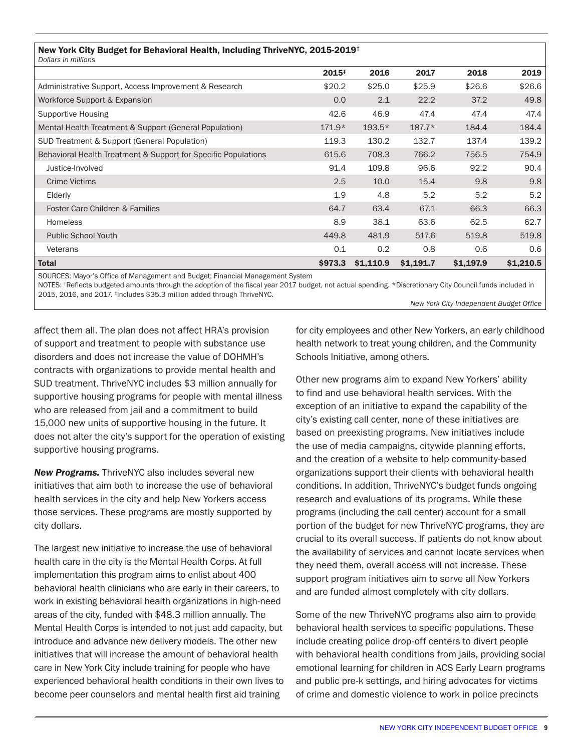**New York City Budget for Behavioral Health, Including ThriveNYC, 2015-2019†**
*Dollars in millions*

| | 2015‡ | 2016 | 2017 | 2018 | 2019 |
|---|---|---|---|---|---|
| Administrative Support, Access Improvement & Research | $20.2 | $25.0 | $25.9 | $26.6 | $26.6 |
| Workforce Support & Expansion | 0.0 | 2.1 | 22.2 | 37.2 | 49.8 |
| Supportive Housing | 42.6 | 46.9 | 47.4 | 47.4 | 47.4 |
| Mental Health Treatment & Support (General Population) | 171.9* | 193.5* | 187.7* | 184.4 | 184.4 |
| SUD Treatment & Support (General Population) | 119.3 | 130.2 | 132.7 | 137.4 | 139.2 |
| Behavioral Health Treatment & Support for Specific Populations | 615.6 | 708.3 | 766.2 | 756.5 | 754.9 |
| Justice-Involved | 91.4 | 109.8 | 96.6 | 92.2 | 90.4 |
| Crime Victims | 2.5 | 10.0 | 15.4 | 9.8 | 9.8 |
| Elderly | 1.9 | 4.8 | 5.2 | 5.2 | 5.2 |
| Foster Care Children & Families | 64.7 | 63.4 | 67.1 | 66.3 | 66.3 |
| Homeless | 8.9 | 38.1 | 63.6 | 62.5 | 62.7 |
| Public School Youth | 449.8 | 481.9 | 517.6 | 519.8 | 519.8 |
| Veterans | 0.1 | 0.2 | 0.8 | 0.6 | 0.6 |
| **Total** | **$973.3** | **$1,110.9** | **$1,191.7** | **$1,197.9** | **$1,210.5** |

SOURCES: Mayor's Office of Management and Budget; Financial Management System

NOTES: †Reflects budgeted amounts through the adoption of the fiscal year 2017 budget, not actual spending. *Discretionary City Council funds included in 2015, 2016, and 2017. ‡Includes $35.3 million added through ThriveNYC.

*New York City Independent Budget Office*

affect them all. The plan does not affect HRA's provision of support and treatment to people with substance use disorders and does not increase the value of DOHMH's contracts with organizations to provide mental health and SUD treatment. ThriveNYC includes $3 million annually for supportive housing programs for people with mental illness who are released from jail and a commitment to build 15,000 new units of supportive housing in the future. It does not alter the city's support for the operation of existing supportive housing programs.

***New Programs.*** ThriveNYC also includes several new initiatives that aim both to increase the use of behavioral health services in the city and help New Yorkers access those services. These programs are mostly supported by city dollars.

The largest new initiative to increase the use of behavioral health care in the city is the Mental Health Corps. At full implementation this program aims to enlist about 400 behavioral health clinicians who are early in their careers, to work in existing behavioral health organizations in high-need areas of the city, funded with $48.3 million annually. The Mental Health Corps is intended to not just add capacity, but introduce and advance new delivery models. The other new initiatives that will increase the amount of behavioral health care in New York City include training for people who have experienced behavioral health conditions in their own lives to become peer counselors and mental health first aid training for city employees and other New Yorkers, an early childhood health network to treat young children, and the Community Schools Initiative, among others.

Other new programs aim to expand New Yorkers' ability to find and use behavioral health services. With the exception of an initiative to expand the capability of the city's existing call center, none of these initiatives are based on preexisting programs. New initiatives include the use of media campaigns, citywide planning efforts, and the creation of a website to help community-based organizations support their clients with behavioral health conditions. In addition, ThriveNYC's budget funds ongoing research and evaluations of its programs. While these programs (including the call center) account for a small portion of the budget for new ThriveNYC programs, they are crucial to its overall success. If patients do not know about the availability of services and cannot locate services when they need them, overall access will not increase. These support program initiatives aim to serve all New Yorkers and are funded almost completely with city dollars.

Some of the new ThriveNYC programs also aim to provide behavioral health services to specific populations. These include creating police drop-off centers to divert people with behavioral health conditions from jails, providing social emotional learning for children in ACS Early Learn programs and public pre-k settings, and hiring advocates for victims of crime and domestic violence to work in police precincts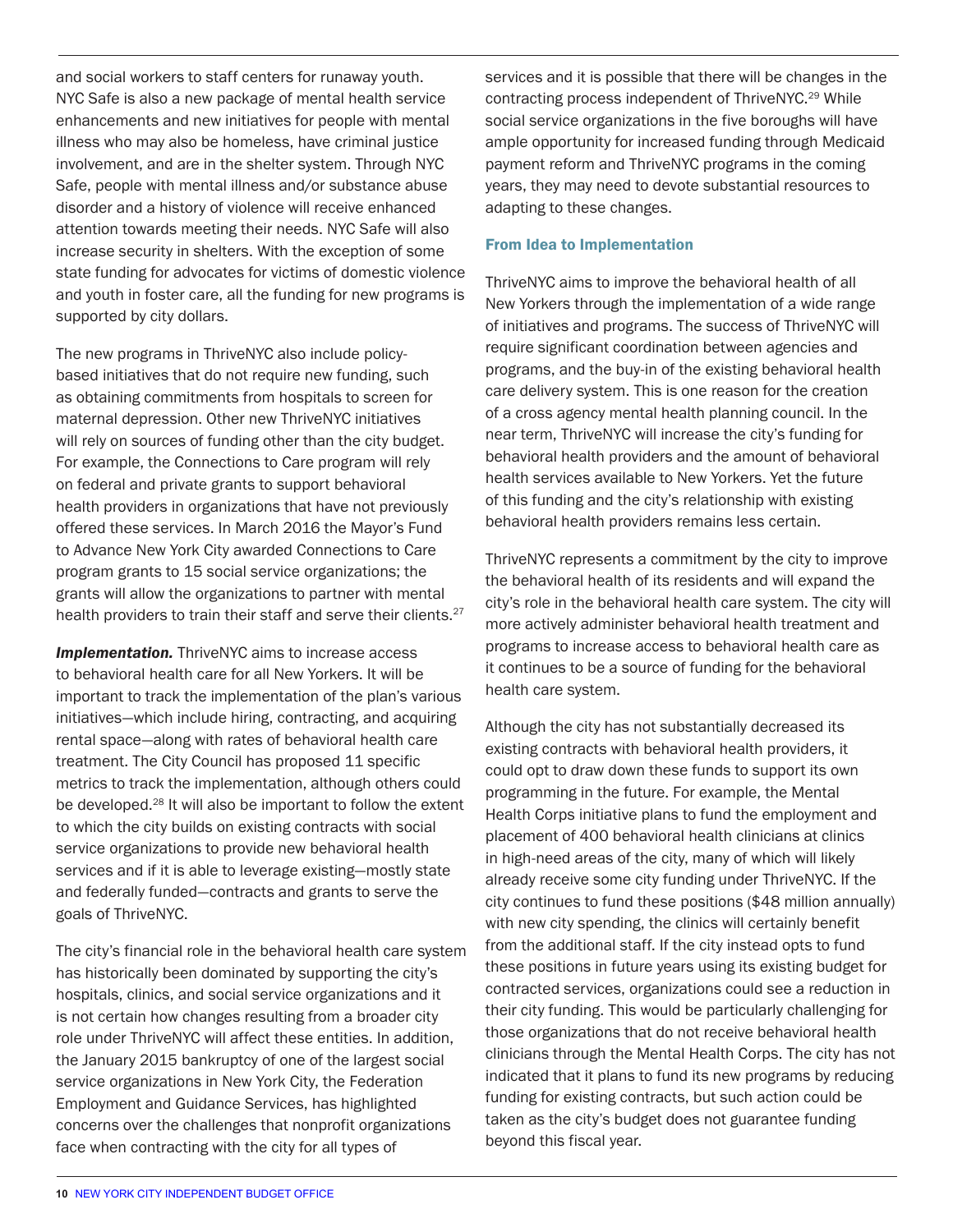and social workers to staff centers for runaway youth. NYC Safe is also a new package of mental health service enhancements and new initiatives for people with mental illness who may also be homeless, have criminal justice involvement, and are in the shelter system. Through NYC Safe, people with mental illness and/or substance abuse disorder and a history of violence will receive enhanced attention towards meeting their needs. NYC Safe will also increase security in shelters. With the exception of some state funding for advocates for victims of domestic violence and youth in foster care, all the funding for new programs is supported by city dollars.

The new programs in ThriveNYC also include policy-based initiatives that do not require new funding, such as obtaining commitments from hospitals to screen for maternal depression. Other new ThriveNYC initiatives will rely on sources of funding other than the city budget. For example, the Connections to Care program will rely on federal and private grants to support behavioral health providers in organizations that have not previously offered these services. In March 2016 the Mayor's Fund to Advance New York City awarded Connections to Care program grants to 15 social service organizations; the grants will allow the organizations to partner with mental health providers to train their staff and serve their clients.[27]

***Implementation.*** ThriveNYC aims to increase access to behavioral health care for all New Yorkers. It will be important to track the implementation of the plan's various initiatives—which include hiring, contracting, and acquiring rental space—along with rates of behavioral health care treatment. The City Council has proposed 11 specific metrics to track the implementation, although others could be developed.[28] It will also be important to follow the extent to which the city builds on existing contracts with social service organizations to provide new behavioral health services and if it is able to leverage existing—mostly state and federally funded—contracts and grants to serve the goals of ThriveNYC.

The city's financial role in the behavioral health care system has historically been dominated by supporting the city's hospitals, clinics, and social service organizations and it is not certain how changes resulting from a broader city role under ThriveNYC will affect these entities. In addition, the January 2015 bankruptcy of one of the largest social service organizations in New York City, the Federation Employment and Guidance Services, has highlighted concerns over the challenges that nonprofit organizations face when contracting with the city for all types of services and it is possible that there will be changes in the contracting process independent of ThriveNYC.[29] While social service organizations in the five boroughs will have ample opportunity for increased funding through Medicaid payment reform and ThriveNYC programs in the coming years, they may need to devote substantial resources to adapting to these changes.

### From Idea to Implementation

ThriveNYC aims to improve the behavioral health of all New Yorkers through the implementation of a wide range of initiatives and programs. The success of ThriveNYC will require significant coordination between agencies and programs, and the buy-in of the existing behavioral health care delivery system. This is one reason for the creation of a cross agency mental health planning council. In the near term, ThriveNYC will increase the city's funding for behavioral health providers and the amount of behavioral health services available to New Yorkers. Yet the future of this funding and the city's relationship with existing behavioral health providers remains less certain.

ThriveNYC represents a commitment by the city to improve the behavioral health of its residents and will expand the city's role in the behavioral health care system. The city will more actively administer behavioral health treatment and programs to increase access to behavioral health care as it continues to be a source of funding for the behavioral health care system.

Although the city has not substantially decreased its existing contracts with behavioral health providers, it could opt to draw down these funds to support its own programming in the future. For example, the Mental Health Corps initiative plans to fund the employment and placement of 400 behavioral health clinicians at clinics in high-need areas of the city, many of which will likely already receive some city funding under ThriveNYC. If the city continues to fund these positions ($48 million annually) with new city spending, the clinics will certainly benefit from the additional staff. If the city instead opts to fund these positions in future years using its existing budget for contracted services, organizations could see a reduction in their city funding. This would be particularly challenging for those organizations that do not receive behavioral health clinicians through the Mental Health Corps. The city has not indicated that it plans to fund its new programs by reducing funding for existing contracts, but such action could be taken as the city's budget does not guarantee funding beyond this fiscal year.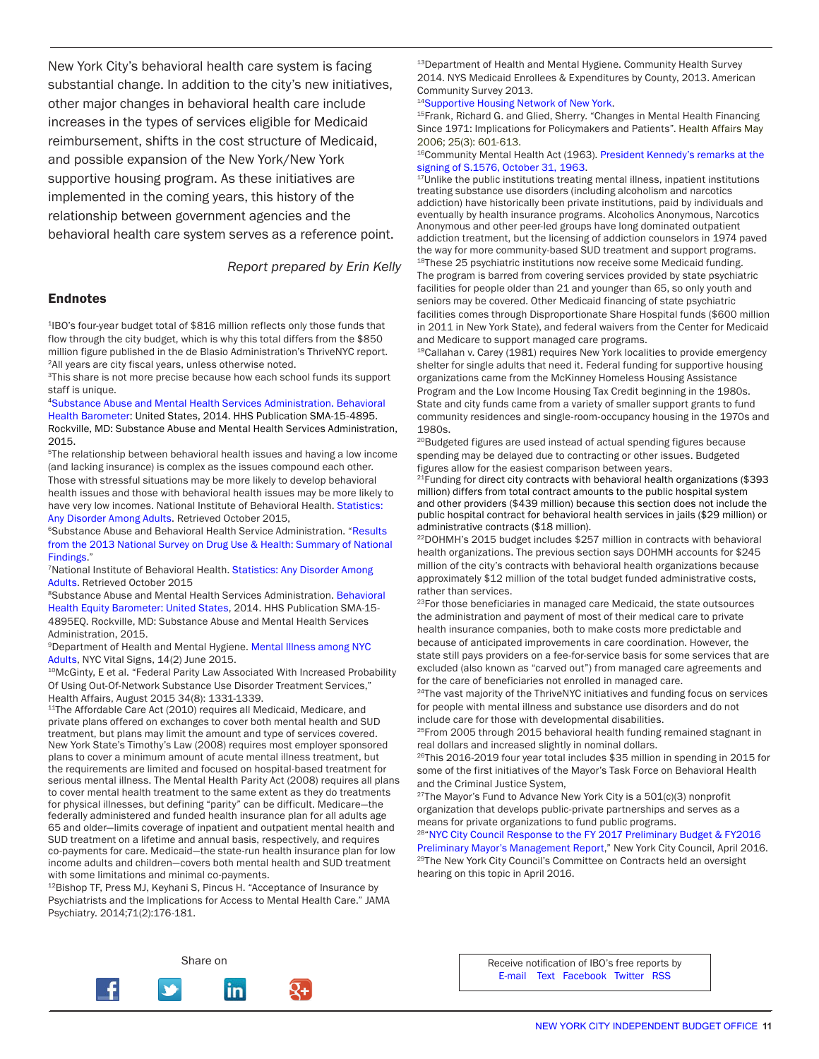New York City's behavioral health care system is facing substantial change. In addition to the city's new initiatives, other major changes in behavioral health care include increases in the types of services eligible for Medicaid reimbursement, shifts in the cost structure of Medicaid, and possible expansion of the New York/New York supportive housing program. As these initiatives are implemented in the coming years, this history of the relationship between government agencies and the behavioral health care system serves as a reference point.

*Report prepared by Erin Kelly*

## Endnotes

[1]IBO's four-year budget total of $816 million reflects only those funds that flow through the city budget, which is why this total differs from the $850 million figure published in the de Blasio Administration's ThriveNYC report.

[2]All years are city fiscal years, unless otherwise noted.

[3]This share is not more precise because how each school funds its support staff is unique.

[4]Substance Abuse and Mental Health Services Administration. Behavioral Health Barometer: United States, 2014. HHS Publication SMA-15-4895. Rockville, MD: Substance Abuse and Mental Health Services Administration, 2015.

[5]The relationship between behavioral health issues and having a low income (and lacking insurance) is complex as the issues compound each other. Those with stressful situations may be more likely to develop behavioral health issues and those with behavioral health issues may be more likely to have very low incomes. National Institute of Behavioral Health. Statistics: Any Disorder Among Adults. Retrieved October 2015,

[6]Substance Abuse and Behavioral Health Service Administration. "Results from the 2013 National Survey on Drug Use & Health: Summary of National Findings."

[7]National Institute of Behavioral Health. Statistics: Any Disorder Among Adults. Retrieved October 2015

[8]Substance Abuse and Mental Health Services Administration. Behavioral Health Equity Barometer: United States, 2014. HHS Publication SMA-15-4895EQ. Rockville, MD: Substance Abuse and Mental Health Services Administration, 2015.

[9]Department of Health and Mental Hygiene. Mental Illness among NYC Adults, NYC Vital Signs, 14(2) June 2015.

[10]McGinty, E et al. "Federal Parity Law Associated With Increased Probability Of Using Out-Of-Network Substance Use Disorder Treatment Services," Health Affairs, August 2015 34(8): 1331-1339.

[11]The Affordable Care Act (2010) requires all Medicaid, Medicare, and private plans offered on exchanges to cover both mental health and SUD treatment, but plans may limit the amount and type of services covered. New York State's Timothy's Law (2008) requires most employer sponsored plans to cover a minimum amount of acute mental illness treatment, but the requirements are limited and focused on hospital-based treatment for serious mental illness. The Mental Health Parity Act (2008) requires all plans to cover mental health treatment to the same extent as they do treatments for physical illnesses, but defining "parity" can be difficult. Medicare—the federally administered and funded health insurance plan for all adults age 65 and older—limits coverage of inpatient and outpatient mental health and SUD treatment on a lifetime and annual basis, respectively, and requires co-payments for care. Medicaid—the state-run health insurance plan for low income adults and children—covers both mental health and SUD treatment with some limitations and minimal co-payments.

[12]Bishop TF, Press MJ, Keyhani S, Pincus H. "Acceptance of Insurance by Psychiatrists and the Implications for Access to Mental Health Care." JAMA Psychiatry. 2014;71(2):176-181.

[13]Department of Health and Mental Hygiene. Community Health Survey 2014. NYS Medicaid Enrollees & Expenditures by County, 2013. American Community Survey 2013.

[14]Supportive Housing Network of New York.

[15]Frank, Richard G. and Glied, Sherry. "Changes in Mental Health Financing Since 1971: Implications for Policymakers and Patients". Health Affairs May 2006; 25(3): 601-613.

[16]Community Mental Health Act (1963). President Kennedy's remarks at the signing of S.1576, October 31, 1963.

[17]Unlike the public institutions treating mental illness, inpatient institutions treating substance use disorders (including alcoholism and narcotics addiction) have historically been private institutions, paid by individuals and eventually by health insurance programs. Alcoholics Anonymous, Narcotics Anonymous and other peer-led groups have long dominated outpatient addiction treatment, but the licensing of addiction counselors in 1974 paved the way for more community-based SUD treatment and support programs.

[18]These 25 psychiatric institutions now receive some Medicaid funding. The program is barred from covering services provided by state psychiatric facilities for people older than 21 and younger than 65, so only youth and seniors may be covered. Other Medicaid financing of state psychiatric facilities comes through Disproportionate Share Hospital funds ($600 million in 2011 in New York State), and federal waivers from the Center for Medicaid and Medicare to support managed care programs.

[19]Callahan v. Carey (1981) requires New York localities to provide emergency shelter for single adults that need it. Federal funding for supportive housing organizations came from the McKinney Homeless Housing Assistance Program and the Low Income Housing Tax Credit beginning in the 1980s. State and city funds came from a variety of smaller support grants to fund community residences and single-room-occupancy housing in the 1970s and 1980s.

[20]Budgeted figures are used instead of actual spending figures because spending may be delayed due to contracting or other issues. Budgeted figures allow for the easiest comparison between years.

[21]Funding for direct city contracts with behavioral health organizations ($393 million) differs from total contract amounts to the public hospital system and other providers ($439 million) because this section does not include the public hospital contract for behavioral health services in jails ($29 million) or administrative contracts ($18 million).

[22]DOHMH's 2015 budget includes $257 million in contracts with behavioral health organizations. The previous section says DOHMH accounts for $245 million of the city's contracts with behavioral health organizations because approximately $12 million of the total budget funded administrative costs, rather than services.

[23]For those beneficiaries in managed care Medicaid, the state outsources the administration and payment of most of their medical care to private health insurance companies, both to make costs more predictable and because of anticipated improvements in care coordination. However, the state still pays providers on a fee-for-service basis for some services that are excluded (also known as "carved out") from managed care agreements and for the care of beneficiaries not enrolled in managed care.

[24]The vast majority of the ThriveNYC initiatives and funding focus on services for people with mental illness and substance use disorders and do not include care for those with developmental disabilities.

[25]From 2005 through 2015 behavioral health funding remained stagnant in real dollars and increased slightly in nominal dollars.

[26]This 2016-2019 four year total includes $35 million in spending in 2015 for some of the first initiatives of the Mayor's Task Force on Behavioral Health and the Criminal Justice System,

[27]The Mayor's Fund to Advance New York City is a 501(c)(3) nonprofit organization that develops public-private partnerships and serves as a means for private organizations to fund public programs.

[28]"NYC City Council Response to the FY 2017 Preliminary Budget & FY2016 Preliminary Mayor's Management Report," New York City Council, April 2016.

[29]The New York City Council's Committee on Contracts held an oversight hearing on this topic in April 2016.

Share on

Receive notification of IBO's free reports by E-mail Text Facebook Twitter RSS